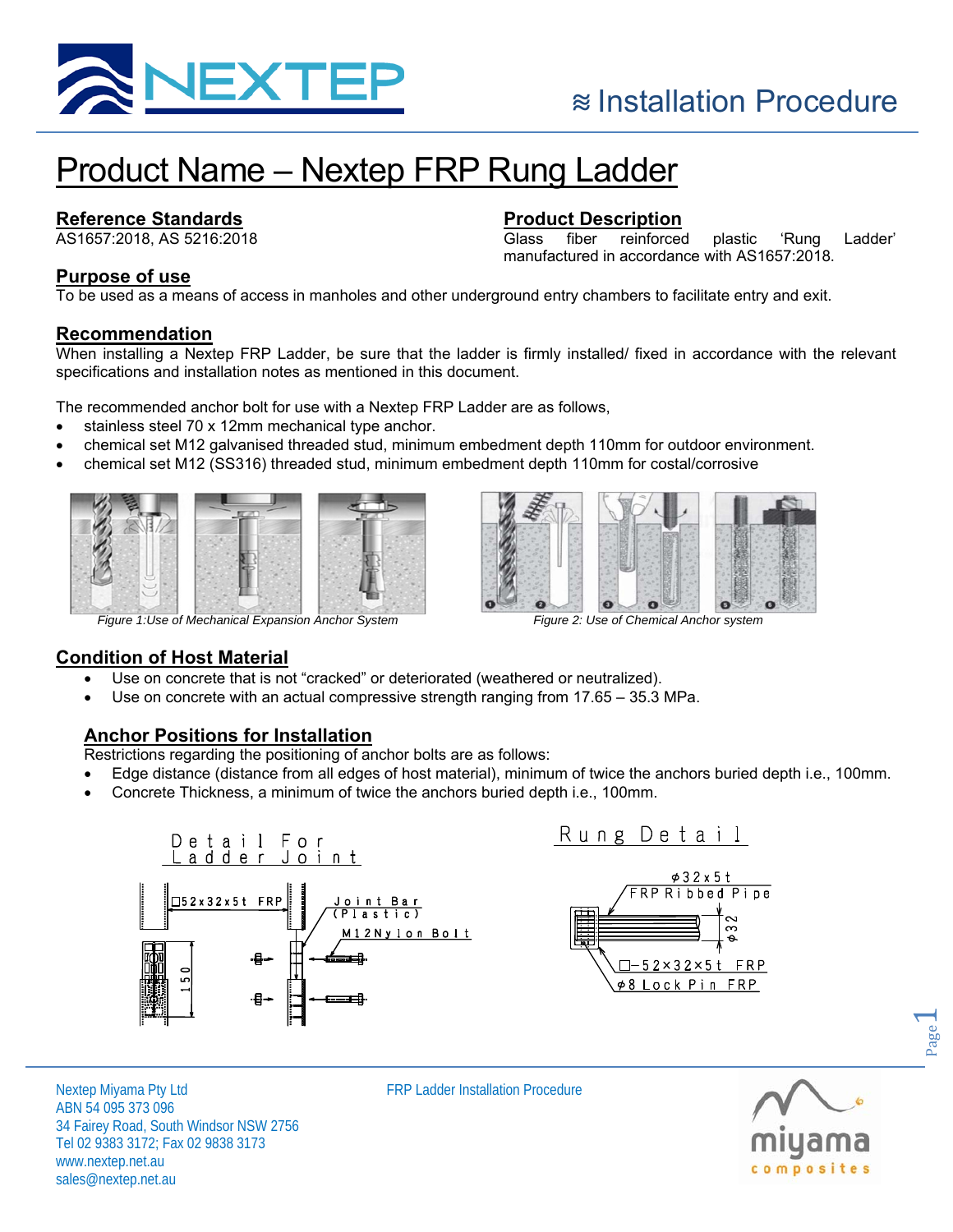# Product Name – Nextep FRP Rung Ladder

## Reference Standards

AS1657:2018, AS 5216:2018

## Product Description

Glass fiber reinforced plastic 'Rung Ladder' manufactured in accordance with AS1657:2018.

## Purpose of use

To be used as a means of access in manholes and other underground entry chambers to facilitate entry and exit.

## Recommendation

When installing a Nextep FRP Ladder, be sure that the ladder is firmly installed/ fixed in accordance with the relevant specifications and installation notes as mentioned in this document.

The recommended anchor bolt for use with a Nextep FRP Ladder are as follows,

- stainless steel 70 x 12mm mechanical type anchor.
- chemical set M12 galvanised threaded stud, minimum embedment depth 110mm for outdoor environment.
- chemical set M12 (SS316) threaded stud, minimum embedment depth 110mm for costal/corrosive

*Figure 1:Use of Mechanical Expansion Anchor System*

*Figure 2: Use of Chemical Anchor system*

## Condition of Host Material

- Use on concrete that is not "cracked" or deteriorated (weathered or neutralized).
- Use on concrete with an actual compressive strength ranging from 17.65 – 35.3 MPa.

## Anchor Positions for Installation

Restrictions regarding the positioning of anchor bolts are as follows:

- Edge distance (distance from all edges of host material), minimum of twice the anchors buried depth i.e., 100mm.
- Concrete Thickness, a minimum of twice the anchors buried depth i.e., 100mm.

Detail For Ladder Joint

□52x32x5t FRP

Joint Bar (Plastic)

M12Nylon Bolt

150

Rung Detail

ϕ32x5t FRP Ribbed Pipe

ϕ32

□-52×32×5t FRP

ϕ8 Lock Pin FRP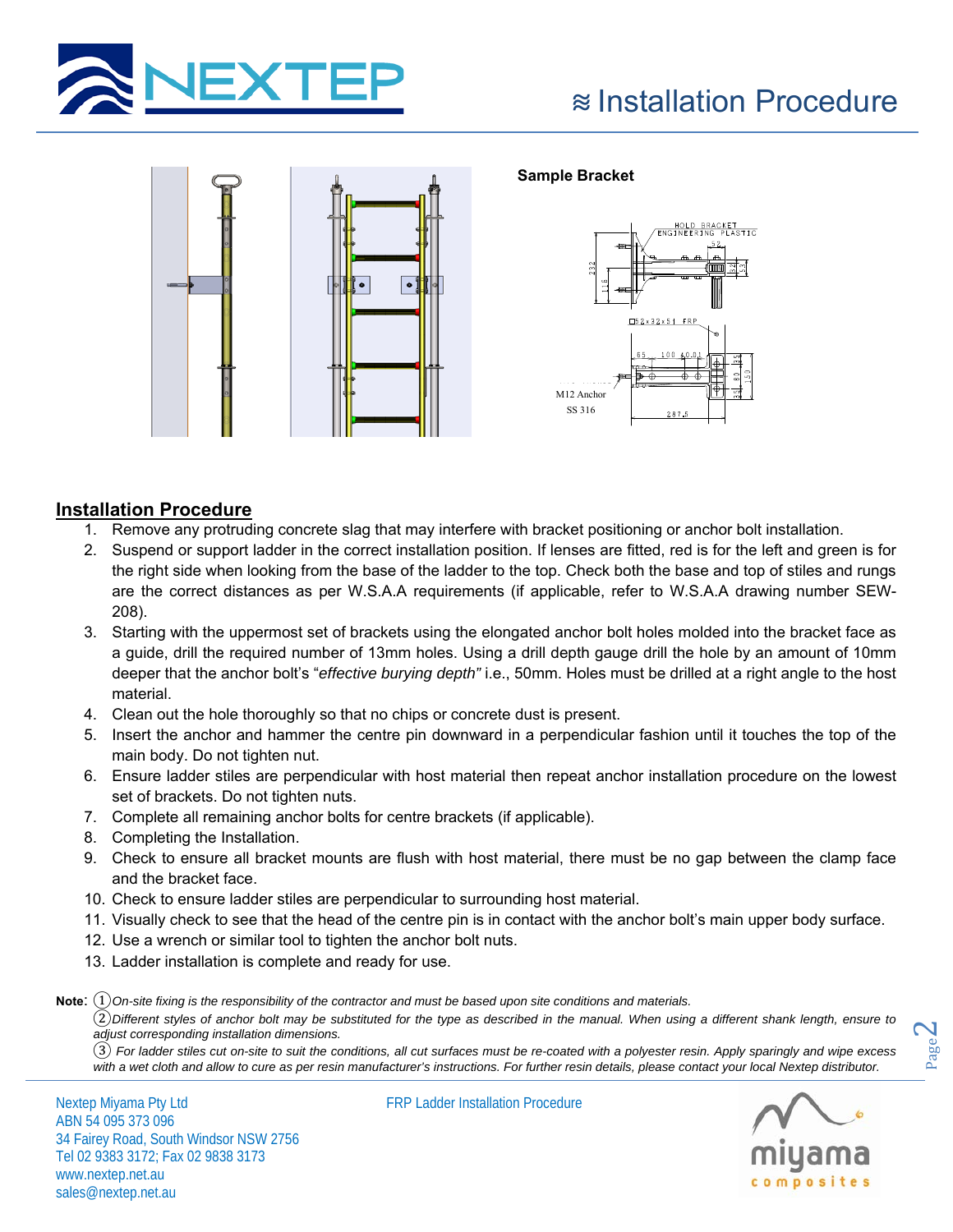## Sample Bracket

HOLD BRACKET
ENGINEERING PLASTIC

□52x32x5 FRP

M12 Anchor
SS 316

## Installation Procedure

1. Remove any protruding concrete slag that may interfere with bracket positioning or anchor bolt installation.
2. Suspend or support ladder in the correct installation position. If lenses are fitted, red is for the left and green is for the right side when looking from the base of the ladder to the top. Check both the base and top of stiles and rungs are the correct distances as per W.S.A.A requirements (if applicable, refer to W.S.A.A drawing number SEW-208).
3. Starting with the uppermost set of brackets using the elongated anchor bolt holes molded into the bracket face as a guide, drill the required number of 13mm holes. Using a drill depth gauge drill the hole by an amount of 10mm deeper that the anchor bolt's "*effective burying depth"* i.e., 50mm. Holes must be drilled at a right angle to the host material.
4. Clean out the hole thoroughly so that no chips or concrete dust is present.
5. Insert the anchor and hammer the centre pin downward in a perpendicular fashion until it touches the top of the main body. Do not tighten nut.
6. Ensure ladder stiles are perpendicular with host material then repeat anchor installation procedure on the lowest set of brackets. Do not tighten nuts.
7. Complete all remaining anchor bolts for centre brackets (if applicable).
8. Completing the Installation.
9. Check to ensure all bracket mounts are flush with host material, there must be no gap between the clamp face and the bracket face.
10. Check to ensure ladder stiles are perpendicular to surrounding host material.
11. Visually check to see that the head of the centre pin is in contact with the anchor bolt's main upper body surface.
12. Use a wrench or similar tool to tighten the anchor bolt nuts.
13. Ladder installation is complete and ready for use.

**Note**: ① *On-site fixing is the responsibility of the contractor and must be based upon site conditions and materials.*
② *Different styles of anchor bolt may be substituted for the type as described in the manual. When using a different shank length, ensure to adjust corresponding installation dimensions.*
③ *For ladder stiles cut on-site to suit the conditions, all cut surfaces must be re-coated with a polyester resin. Apply sparingly and wipe excess with a wet cloth and allow to cure as per resin manufacturer's instructions. For further resin details, please contact your local Nextep distributor.*

Nextep Miyama Pty Ltd
ABN 54 095 373 096
34 Fairey Road, South Windsor NSW 2756
Tel 02 9383 3172; Fax 02 9838 3173
www.nextep.net.au
sales@nextep.net.au

FRP Ladder Installation Procedure